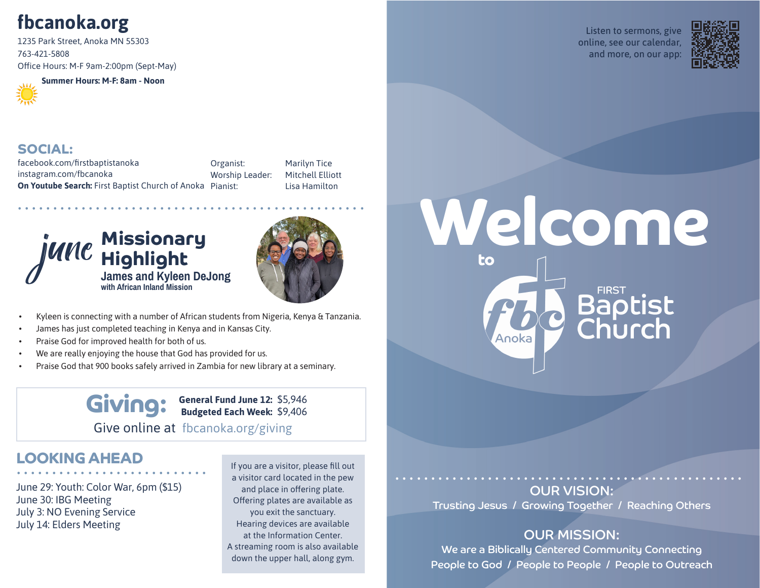# fbcanoka.org

1235 Park Street, Anoka MN 55303
763-421-5808
Office Hours: M-F 9am-2:00pm (Sept-May)

**Summer Hours: M-F: 8am - Noon**

## SOCIAL:

facebook.com/firstbaptistanoka
instagram.com/fbcanoka
**On Youtube Search:** First Baptist Church of Anoka

| | |
|---|---|
| Organist: | Marilyn Tice |
| Worship Leader: | Mitchell Elliott |
| Pianist: | Lisa Hamilton |

## *June* Missionary Highlight

### James and Kyleen DeJong

**with African Inland Mission**

- Kyleen is connecting with a number of African students from Nigeria, Kenya & Tanzania.
- James has just completed teaching in Kenya and in Kansas City.
- Praise God for improved health for both of us.
- We are really enjoying the house that God has provided for us.
- Praise God that 900 books safely arrived in Zambia for new library at a seminary.

## Giving:

**General Fund June 12:** $5,946
**Budgeted Each Week:** $9,406

Give online at fbcanoka.org/giving

## LOOKING AHEAD

June 29: Youth: Color War, 6pm ($15)
June 30: IBG Meeting
July 3: NO Evening Service
July 14: Elders Meeting

If you are a visitor, please fill out a visitor card located in the pew and place in offering plate. Offering plates are available as you exit the sanctuary. Hearing devices are available at the Information Center. A streaming room is also available down the upper hall, along gym.

Listen to sermons, give online, see our calendar, and more, on our app:

# Welcome

to

fbc Anoka

FIRST Baptist Church

## OUR VISION:

Trusting Jesus / Growing Together / Reaching Others

## OUR MISSION:

We are a Biblically Centered Community Connecting
People to God / People to People / People to Outreach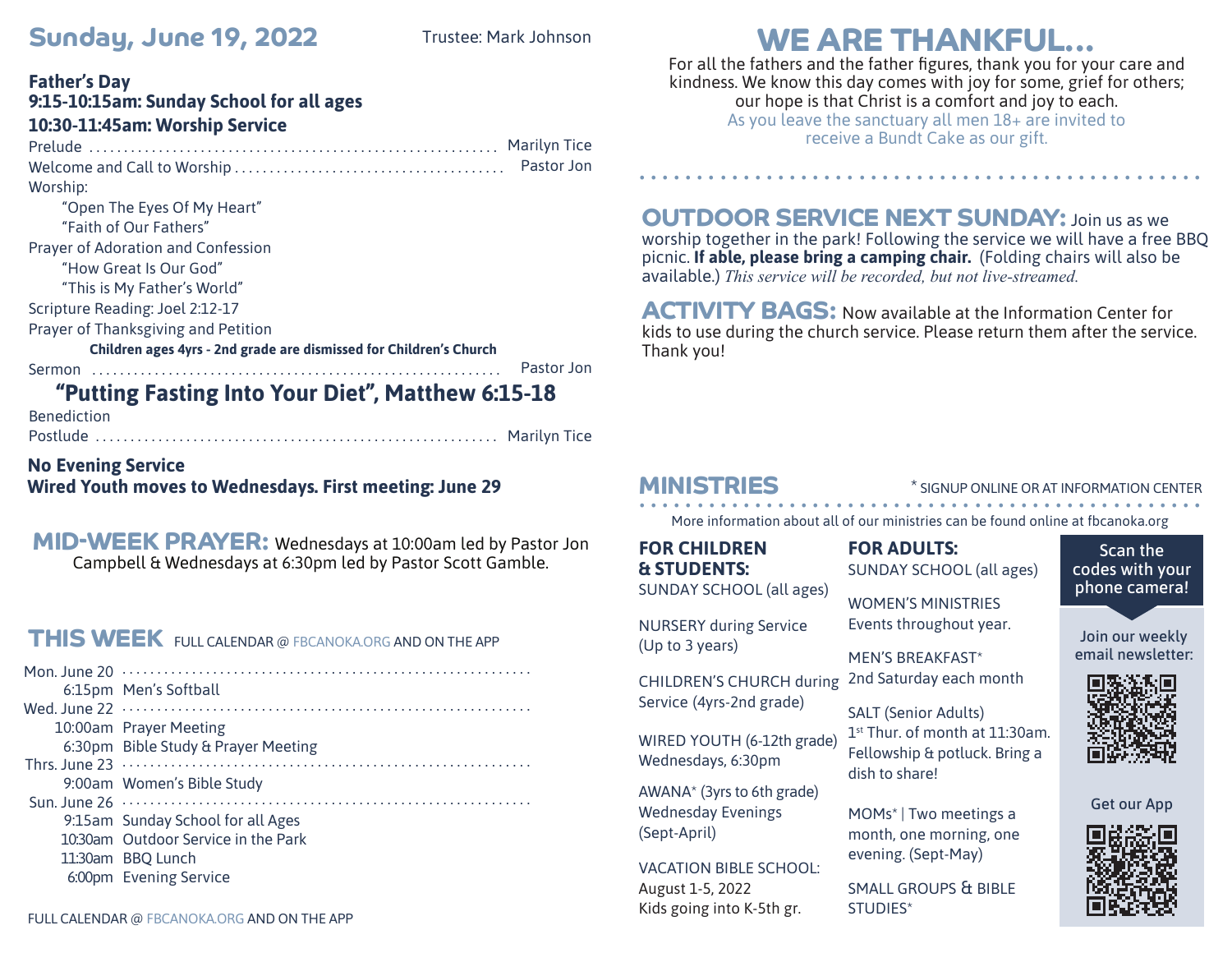## Sunday, June 19, 2022

Trustee: Mark Johnson

**Father's Day**
**9:15-10:15am: Sunday School for all ages**
**10:30-11:45am: Worship Service**

Prelude ........ Marilyn Tice
Welcome and Call to Worship ........ Pastor Jon
Worship:
"Open The Eyes Of My Heart"
"Faith of Our Fathers"
Prayer of Adoration and Confession
"How Great Is Our God"
"This is My Father's World"
Scripture Reading: Joel 2:12-17
Prayer of Thanksgiving and Petition
**Children ages 4yrs - 2nd grade are dismissed for Children's Church**
Sermon ........ Pastor Jon
**"Putting Fasting Into Your Diet", Matthew 6:15-18**
Benediction
Postlude ........ Marilyn Tice

**No Evening Service**
**Wired Youth moves to Wednesdays. First meeting: June 29**

## MID-WEEK PRAYER:

Wednesdays at 10:00am led by Pastor Jon Campbell & Wednesdays at 6:30pm led by Pastor Scott Gamble.

## THIS WEEK

FULL CALENDAR @ FBCANOKA.ORG AND ON THE APP

Mon. June 20
- 6:15pm Men's Softball

Wed. June 22
- 10:00am Prayer Meeting
- 6:30pm Bible Study & Prayer Meeting

Thrs. June 23
- 9:00am Women's Bible Study

Sun. June 26
- 9:15am Sunday School for all Ages
- 10:30am Outdoor Service in the Park
- 11:30am BBQ Lunch
- 6:00pm Evening Service

FULL CALENDAR @ FBCANOKA.ORG AND ON THE APP

## WE ARE THANKFUL...

For all the fathers and the father figures, thank you for your care and kindness. We know this day comes with joy for some, grief for others; our hope is that Christ is a comfort and joy to each.
As you leave the sanctuary all men 18+ are invited to receive a Bundt Cake as our gift.

## OUTDOOR SERVICE NEXT SUNDAY:

Join us as we worship together in the park! Following the service we will have a free BBQ picnic. **If able, please bring a camping chair.** (Folding chairs will also be available.) *This service will be recorded, but not live-streamed.*

## ACTIVITY BAGS:

Now available at the Information Center for kids to use during the church service. Please return them after the service. Thank you!

## MINISTRIES

\* SIGNUP ONLINE OR AT INFORMATION CENTER

More information about all of our ministries can be found online at fbcanoka.org

### FOR CHILDREN & STUDENTS:

SUNDAY SCHOOL (all ages)

NURSERY during Service (Up to 3 years)

CHILDREN'S CHURCH during Service (4yrs-2nd grade)

WIRED YOUTH (6-12th grade) Wednesdays, 6:30pm

AWANA* (3yrs to 6th grade) Wednesday Evenings (Sept-April)

VACATION BIBLE SCHOOL: August 1-5, 2022 Kids going into K-5th gr.

### FOR ADULTS:

SUNDAY SCHOOL (all ages)

WOMEN'S MINISTRIES Events throughout year.

MEN'S BREAKFAST* 2nd Saturday each month

SALT (Senior Adults) 1st Thur. of month at 11:30am. Fellowship & potluck. Bring a dish to share!

MOMs* | Two meetings a month, one morning, one evening. (Sept-May)

SMALL GROUPS & BIBLE STUDIES*

Scan the codes with your phone camera!

Join our weekly email newsletter:

Get our App